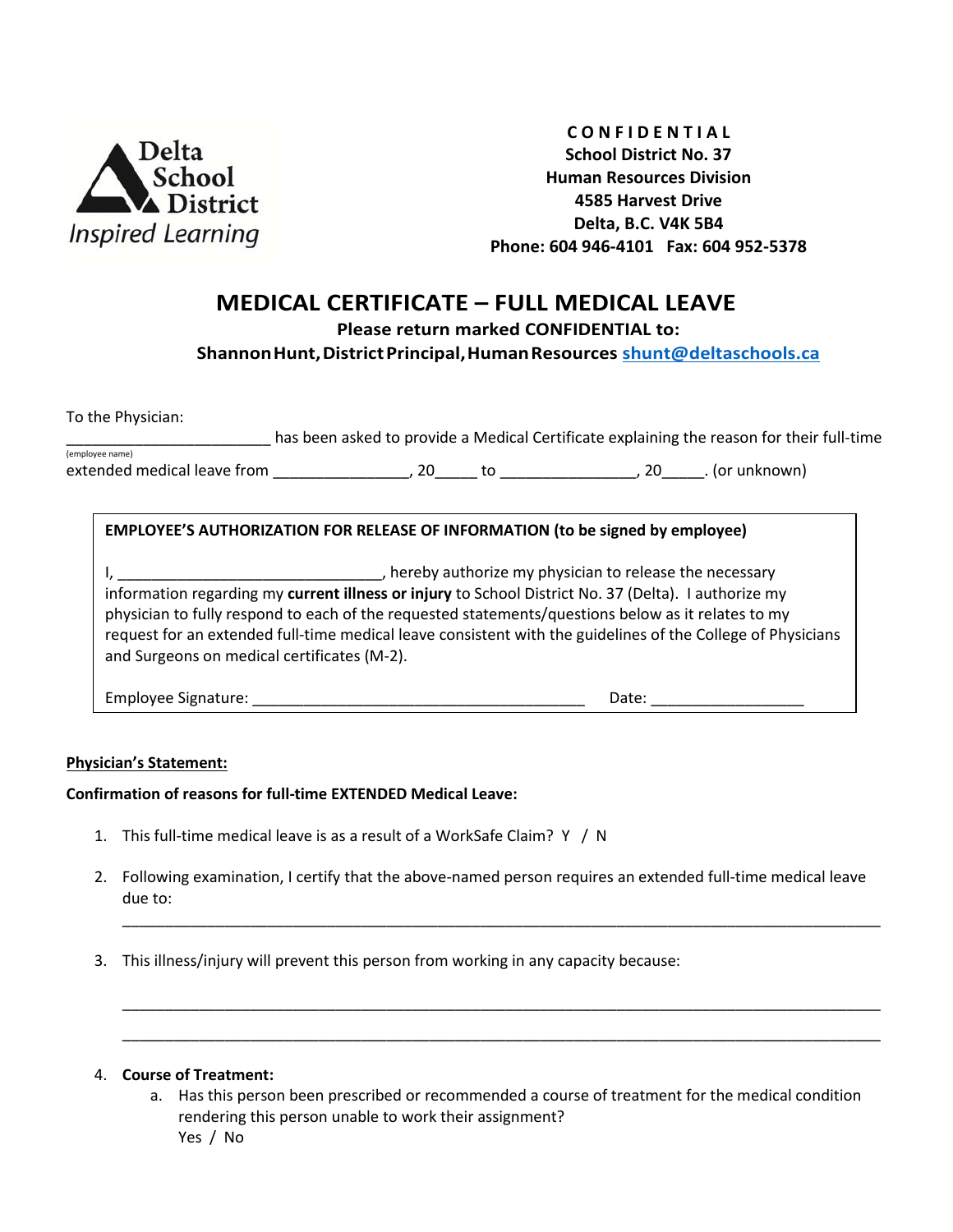Delta School District
*Inspired Learning*

**C O N F I D E N T I A L**
**School District No. 37**
**Human Resources Division**
**4585 Harvest Drive**
**Delta, B.C. V4K 5B4**
**Phone: 604 946-4101 Fax: 604 952-5378**

# MEDICAL CERTIFICATE – FULL MEDICAL LEAVE

**Please return marked CONFIDENTIAL to:**
**Shannon Hunt, District Principal, Human Resources** [shunt@deltaschools.ca](mailto:shunt@deltaschools.ca)

To the Physician:

________________________ has been asked to provide a Medical Certificate explaining the reason for their full-time
(employee name)
extended medical leave from ________________, 20_____ to ________________, 20_____. (or unknown)

**EMPLOYEE'S AUTHORIZATION FOR RELEASE OF INFORMATION (to be signed by employee)**

I, ________________________________, hereby authorize my physician to release the necessary information regarding my **current illness or injury** to School District No. 37 (Delta). I authorize my physician to fully respond to each of the requested statements/questions below as it relates to my request for an extended full-time medical leave consistent with the guidelines of the College of Physicians and Surgeons on medical certificates (M-2).

Employee Signature: ________________________________________ Date: __________________

**Physician's Statement:**

**Confirmation of reasons for full-time EXTENDED Medical Leave:**

1. This full-time medical leave is as a result of a WorkSafe Claim? Y / N
2. Following examination, I certify that the above-named person requires an extended full-time medical leave due to:

   ____________________________________________________________________________________________

3. This illness/injury will prevent this person from working in any capacity because:

   ____________________________________________________________________________________________

   ____________________________________________________________________________________________

4. **Course of Treatment:**
   a. Has this person been prescribed or recommended a course of treatment for the medical condition rendering this person unable to work their assignment?
      Yes / No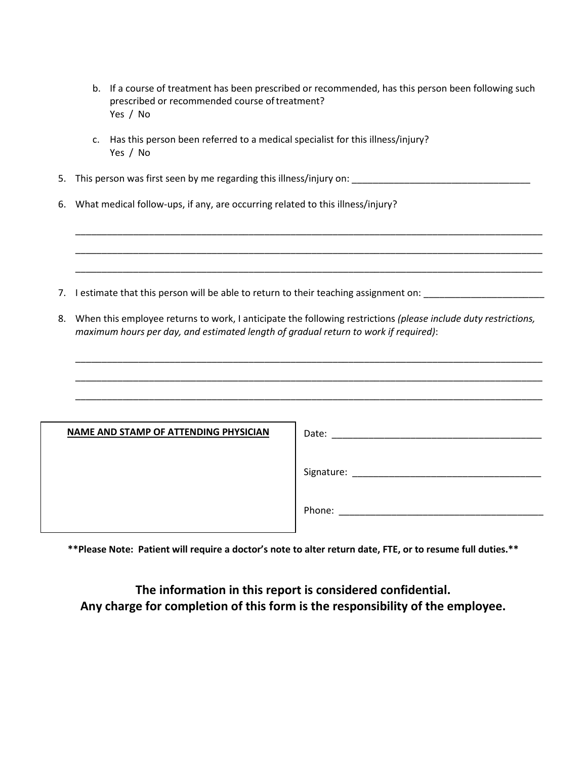b. If a course of treatment has been prescribed or recommended, has this person been following such prescribed or recommended course of treatment?
      Yes / No

   c. Has this person been referred to a medical specialist for this illness/injury?
      Yes / No

5. This person was first seen by me regarding this illness/injury on: ___________________________________

6. What medical follow-ups, if any, are occurring related to this illness/injury?

   ______________________________________________________________________________________________

   ______________________________________________________________________________________________

   ______________________________________________________________________________________________

7. I estimate that this person will be able to return to their teaching assignment on: _______________________

8. When this employee returns to work, I anticipate the following restrictions *(please include duty restrictions, maximum hours per day, and estimated length of gradual return to work if required)*:

   ______________________________________________________________________________________________

   ______________________________________________________________________________________________

   ______________________________________________________________________________________________

| **NAME AND STAMP OF ATTENDING PHYSICIAN** | Date: __________________________________________ |
|---|---|
| | Signature: _____________________________________ |
| | Phone: _________________________________________ |

**\*\*Please Note: Patient will require a doctor's note to alter return date, FTE, or to resume full duties.\*\***

**The information in this report is considered confidential.**
**Any charge for completion of this form is the responsibility of the employee.**